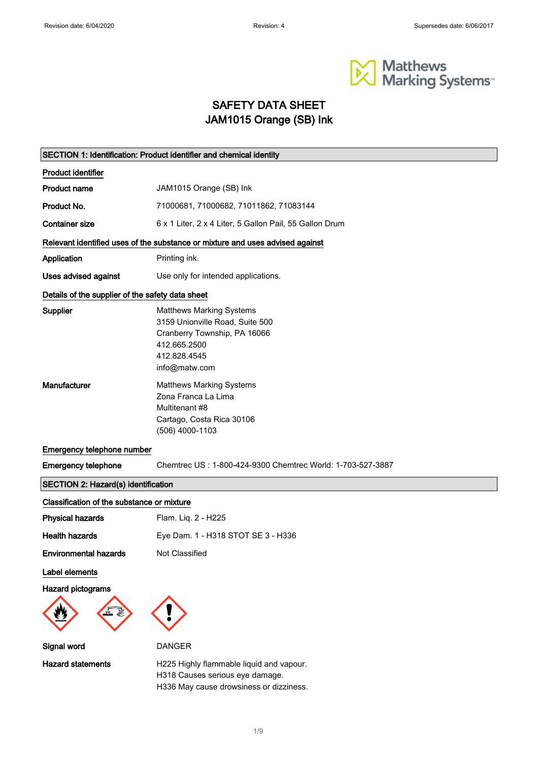# SAFETY DATA SHEET
# JAM1015 Orange (SB) Ink

## SECTION 1: Identification: Product identifier and chemical identity

**Product identifier**

| | |
|---|---|
| **Product name** | JAM1015 Orange (SB) Ink |
| **Product No.** | 71000681, 71000682, 71011862, 71083144 |
| **Container size** | 6 x 1 Liter, 2 x 4 Liter, 5 Gallon Pail, 55 Gallon Drum |

**Relevant identified uses of the substance or mixture and uses advised against**

| | |
|---|---|
| **Application** | Printing ink. |
| **Uses advised against** | Use only for intended applications. |

**Details of the supplier of the safety data sheet**

**Supplier**
Matthews Marking Systems
3159 Unionville Road, Suite 500
Cranberry Township, PA 16066
412.665.2500
412.828.4545
info@matw.com

**Manufacturer**
Matthews Marking Systems
Zona Franca La Lima
Multitenant #8
Cartago, Costa Rica 30106
(506) 4000-1103

**Emergency telephone number**

**Emergency telephone** Chemtrec US : 1-800-424-9300 Chemtrec World: 1-703-527-3887

## SECTION 2: Hazard(s) identification

**Classification of the substance or mixture**

| | |
|---|---|
| **Physical hazards** | Flam. Liq. 2 - H225 |
| **Health hazards** | Eye Dam. 1 - H318 STOT SE 3 - H336 |
| **Environmental hazards** | Not Classified |

**Label elements**

**Hazard pictograms**

**Signal word** DANGER

**Hazard statements**
H225 Highly flammable liquid and vapour.
H318 Causes serious eye damage.
H336 May cause drowsiness or dizziness.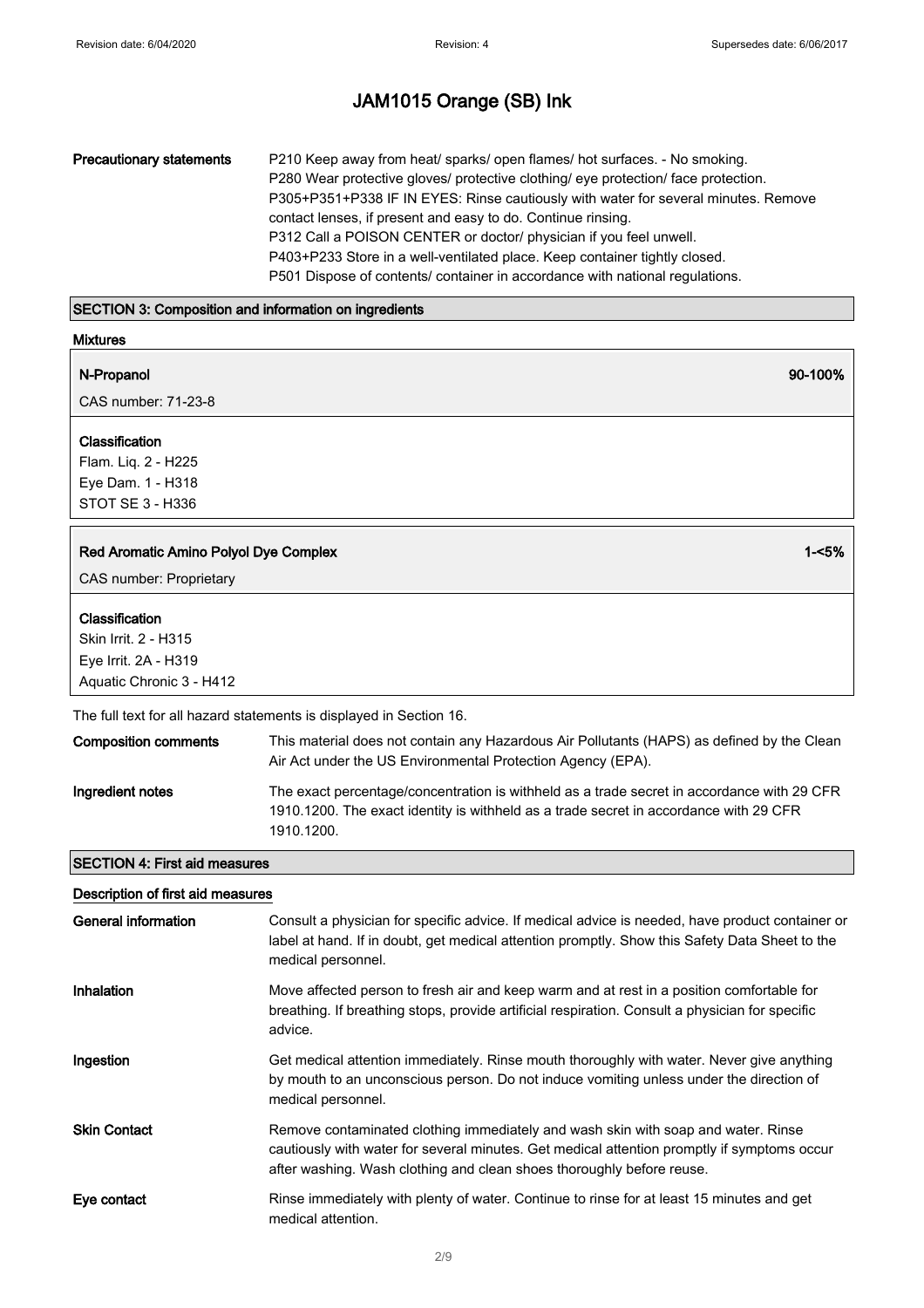# JAM1015 Orange (SB) Ink

| | |
|---|---|
| **Precautionary statements** | P210 Keep away from heat/ sparks/ open flames/ hot surfaces. - No smoking.<br>P280 Wear protective gloves/ protective clothing/ eye protection/ face protection.<br>P305+P351+P338 IF IN EYES: Rinse cautiously with water for several minutes. Remove contact lenses, if present and easy to do. Continue rinsing.<br>P312 Call a POISON CENTER or doctor/ physician if you feel unwell.<br>P403+P233 Store in a well-ventilated place. Keep container tightly closed.<br>P501 Dispose of contents/ container in accordance with national regulations. |

## SECTION 3: Composition and information on ingredients

### Mixtures

**N-Propanol** — 90-100%

CAS number: 71-23-8

**Classification**
Flam. Liq. 2 - H225
Eye Dam. 1 - H318
STOT SE 3 - H336

**Red Aromatic Amino Polyol Dye Complex** — 1-<5%

CAS number: Proprietary

**Classification**
Skin Irrit. 2 - H315
Eye Irrit. 2A - H319
Aquatic Chronic 3 - H412

The full text for all hazard statements is displayed in Section 16.

| | |
|---|---|
| **Composition comments** | This material does not contain any Hazardous Air Pollutants (HAPS) as defined by the Clean Air Act under the US Environmental Protection Agency (EPA). |
| **Ingredient notes** | The exact percentage/concentration is withheld as a trade secret in accordance with 29 CFR 1910.1200. The exact identity is withheld as a trade secret in accordance with 29 CFR 1910.1200. |

## SECTION 4: First aid measures

### Description of first aid measures

| | |
|---|---|
| **General information** | Consult a physician for specific advice. If medical advice is needed, have product container or label at hand. If in doubt, get medical attention promptly. Show this Safety Data Sheet to the medical personnel. |
| **Inhalation** | Move affected person to fresh air and keep warm and at rest in a position comfortable for breathing. If breathing stops, provide artificial respiration. Consult a physician for specific advice. |
| **Ingestion** | Get medical attention immediately. Rinse mouth thoroughly with water. Never give anything by mouth to an unconscious person. Do not induce vomiting unless under the direction of medical personnel. |
| **Skin Contact** | Remove contaminated clothing immediately and wash skin with soap and water. Rinse cautiously with water for several minutes. Get medical attention promptly if symptoms occur after washing. Wash clothing and clean shoes thoroughly before reuse. |
| **Eye contact** | Rinse immediately with plenty of water. Continue to rinse for at least 15 minutes and get medical attention. |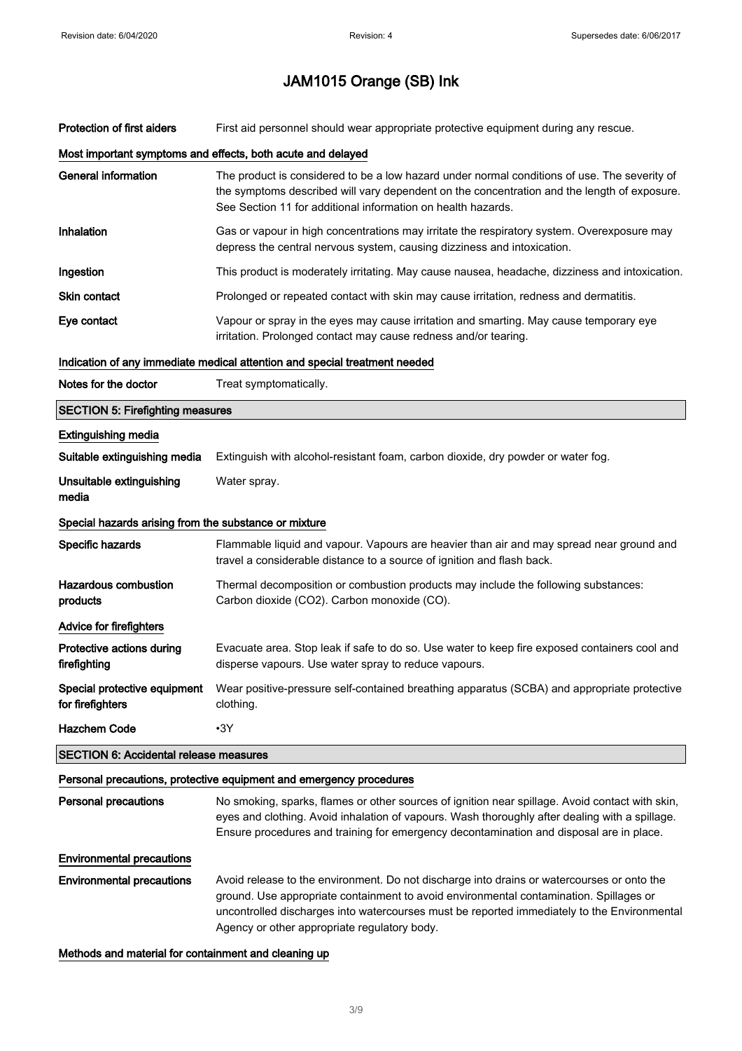# JAM1015 Orange (SB) Ink

| | |
|---|---|
| **Protection of first aiders** | First aid personnel should wear appropriate protective equipment during any rescue. |

#### Most important symptoms and effects, both acute and delayed

| | |
|---|---|
| **General information** | The product is considered to be a low hazard under normal conditions of use. The severity of the symptoms described will vary dependent on the concentration and the length of exposure. See Section 11 for additional information on health hazards. |
| **Inhalation** | Gas or vapour in high concentrations may irritate the respiratory system. Overexposure may depress the central nervous system, causing dizziness and intoxication. |
| **Ingestion** | This product is moderately irritating. May cause nausea, headache, dizziness and intoxication. |
| **Skin contact** | Prolonged or repeated contact with skin may cause irritation, redness and dermatitis. |
| **Eye contact** | Vapour or spray in the eyes may cause irritation and smarting. May cause temporary eye irritation. Prolonged contact may cause redness and/or tearing. |

#### Indication of any immediate medical attention and special treatment needed

| | |
|---|---|
| **Notes for the doctor** | Treat symptomatically. |

## SECTION 5: Firefighting measures

#### Extinguishing media

| | |
|---|---|
| **Suitable extinguishing media** | Extinguish with alcohol-resistant foam, carbon dioxide, dry powder or water fog. |
| **Unsuitable extinguishing media** | Water spray. |

#### Special hazards arising from the substance or mixture

| | |
|---|---|
| **Specific hazards** | Flammable liquid and vapour. Vapours are heavier than air and may spread near ground and travel a considerable distance to a source of ignition and flash back. |
| **Hazardous combustion products** | Thermal decomposition or combustion products may include the following substances: Carbon dioxide ($CO_2$). Carbon monoxide (CO). |

#### Advice for firefighters

| | |
|---|---|
| **Protective actions during firefighting** | Evacuate area. Stop leak if safe to do so. Use water to keep fire exposed containers cool and disperse vapours. Use water spray to reduce vapours. |
| **Special protective equipment for firefighters** | Wear positive-pressure self-contained breathing apparatus (SCBA) and appropriate protective clothing. |
| **Hazchem Code** | •3Y |

## SECTION 6: Accidental release measures

#### Personal precautions, protective equipment and emergency procedures

| | |
|---|---|
| **Personal precautions** | No smoking, sparks, flames or other sources of ignition near spillage. Avoid contact with skin, eyes and clothing. Avoid inhalation of vapours. Wash thoroughly after dealing with a spillage. Ensure procedures and training for emergency decontamination and disposal are in place. |

#### Environmental precautions

| | |
|---|---|
| **Environmental precautions** | Avoid release to the environment. Do not discharge into drains or watercourses or onto the ground. Use appropriate containment to avoid environmental contamination. Spillages or uncontrolled discharges into watercourses must be reported immediately to the Environmental Agency or other appropriate regulatory body. |

#### Methods and material for containment and cleaning up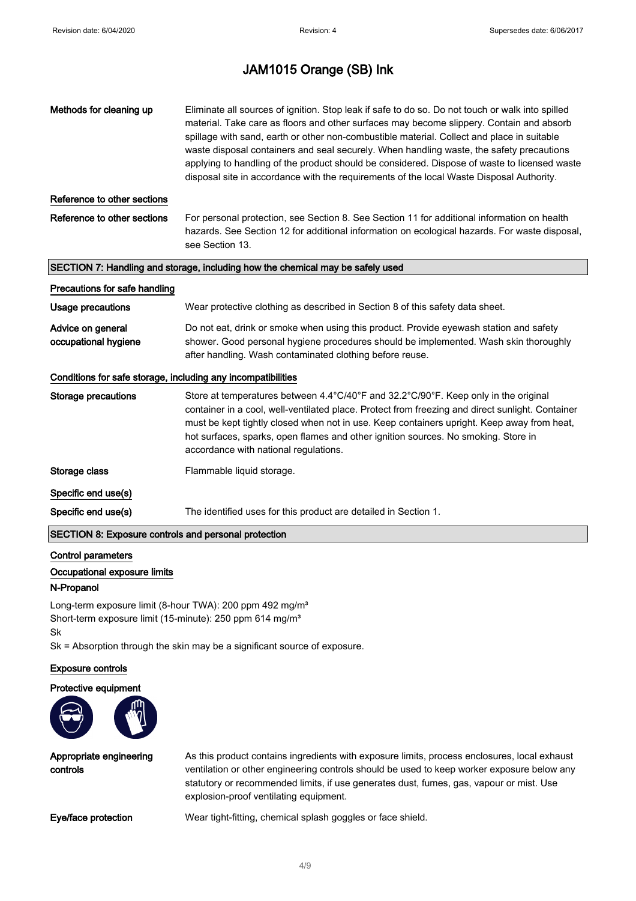# JAM1015 Orange (SB) Ink

| | |
|---|---|
| **Methods for cleaning up** | Eliminate all sources of ignition. Stop leak if safe to do so. Do not touch or walk into spilled material. Take care as floors and other surfaces may become slippery. Contain and absorb spillage with sand, earth or other non-combustible material. Collect and place in suitable waste disposal containers and seal securely. When handling waste, the safety precautions applying to handling of the product should be considered. Dispose of waste to licensed waste disposal site in accordance with the requirements of the local Waste Disposal Authority. |

### Reference to other sections

| | |
|---|---|
| **Reference to other sections** | For personal protection, see Section 8. See Section 11 for additional information on health hazards. See Section 12 for additional information on ecological hazards. For waste disposal, see Section 13. |

## SECTION 7: Handling and storage, including how the chemical may be safely used

### Precautions for safe handling

| | |
|---|---|
| **Usage precautions** | Wear protective clothing as described in Section 8 of this safety data sheet. |
| **Advice on general occupational hygiene** | Do not eat, drink or smoke when using this product. Provide eyewash station and safety shower. Good personal hygiene procedures should be implemented. Wash skin thoroughly after handling. Wash contaminated clothing before reuse. |

### Conditions for safe storage, including any incompatibilities

| | |
|---|---|
| **Storage precautions** | Store at temperatures between 4.4°C/40°F and 32.2°C/90°F. Keep only in the original container in a cool, well-ventilated place. Protect from freezing and direct sunlight. Container must be kept tightly closed when not in use. Keep containers upright. Keep away from heat, hot surfaces, sparks, open flames and other ignition sources. No smoking. Store in accordance with national regulations. |
| **Storage class** | Flammable liquid storage. |

### Specific end use(s)

| | |
|---|---|
| **Specific end use(s)** | The identified uses for this product are detailed in Section 1. |

## SECTION 8: Exposure controls and personal protection

### Control parameters

### Occupational exposure limits

**N-Propanol**

Long-term exposure limit (8-hour TWA): 200 ppm 492 mg/m³
Short-term exposure limit (15-minute): 250 ppm 614 mg/m³
Sk
Sk = Absorption through the skin may be a significant source of exposure.

### Exposure controls

### Protective equipment

| | |
|---|---|
| **Appropriate engineering controls** | As this product contains ingredients with exposure limits, process enclosures, local exhaust ventilation or other engineering controls should be used to keep worker exposure below any statutory or recommended limits, if use generates dust, fumes, gas, vapour or mist. Use explosion-proof ventilating equipment. |
| **Eye/face protection** | Wear tight-fitting, chemical splash goggles or face shield. |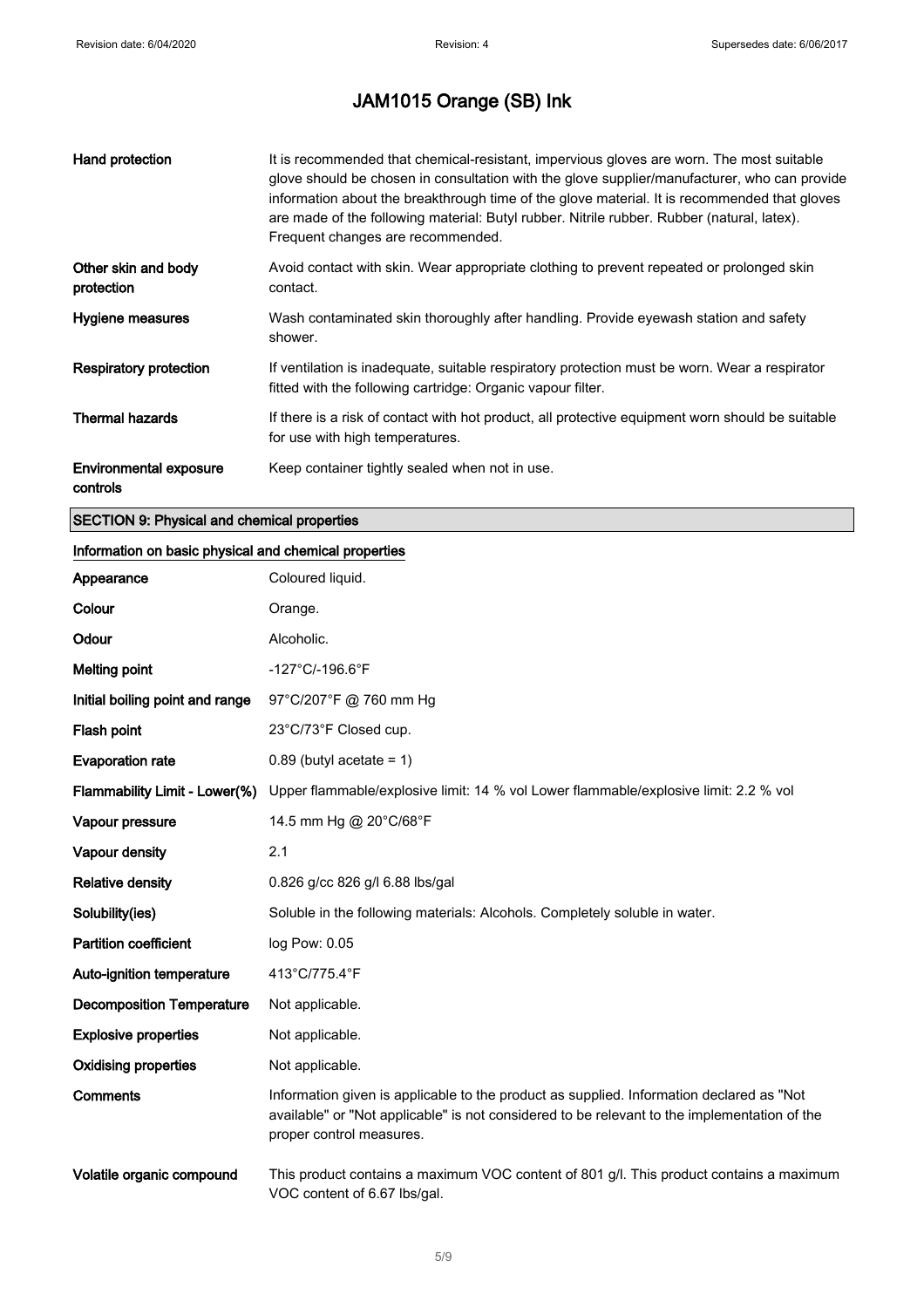# JAM1015 Orange (SB) Ink

| | |
|---|---|
| **Hand protection** | It is recommended that chemical-resistant, impervious gloves are worn. The most suitable glove should be chosen in consultation with the glove supplier/manufacturer, who can provide information about the breakthrough time of the glove material. It is recommended that gloves are made of the following material: Butyl rubber. Nitrile rubber. Rubber (natural, latex). Frequent changes are recommended. |
| **Other skin and body protection** | Avoid contact with skin. Wear appropriate clothing to prevent repeated or prolonged skin contact. |
| **Hygiene measures** | Wash contaminated skin thoroughly after handling. Provide eyewash station and safety shower. |
| **Respiratory protection** | If ventilation is inadequate, suitable respiratory protection must be worn. Wear a respirator fitted with the following cartridge: Organic vapour filter. |
| **Thermal hazards** | If there is a risk of contact with hot product, all protective equipment worn should be suitable for use with high temperatures. |
| **Environmental exposure controls** | Keep container tightly sealed when not in use. |

## SECTION 9: Physical and chemical properties

### Information on basic physical and chemical properties

| | |
|---|---|
| **Appearance** | Coloured liquid. |
| **Colour** | Orange. |
| **Odour** | Alcoholic. |
| **Melting point** | -127°C/-196.6°F |
| **Initial boiling point and range** | 97°C/207°F @ 760 mm Hg |
| **Flash point** | 23°C/73°F Closed cup. |
| **Evaporation rate** | 0.89 (butyl acetate = 1) |
| **Flammability Limit - Lower(%)** | Upper flammable/explosive limit: 14 % vol Lower flammable/explosive limit: 2.2 % vol |
| **Vapour pressure** | 14.5 mm Hg @ 20°C/68°F |
| **Vapour density** | 2.1 |
| **Relative density** | 0.826 g/cc 826 g/l 6.88 lbs/gal |
| **Solubility(ies)** | Soluble in the following materials: Alcohols. Completely soluble in water. |
| **Partition coefficient** | log Pow: 0.05 |
| **Auto-ignition temperature** | 413°C/775.4°F |
| **Decomposition Temperature** | Not applicable. |
| **Explosive properties** | Not applicable. |
| **Oxidising properties** | Not applicable. |
| **Comments** | Information given is applicable to the product as supplied. Information declared as "Not available" or "Not applicable" is not considered to be relevant to the implementation of the proper control measures. |
| **Volatile organic compound** | This product contains a maximum VOC content of 801 g/l. This product contains a maximum VOC content of 6.67 lbs/gal. |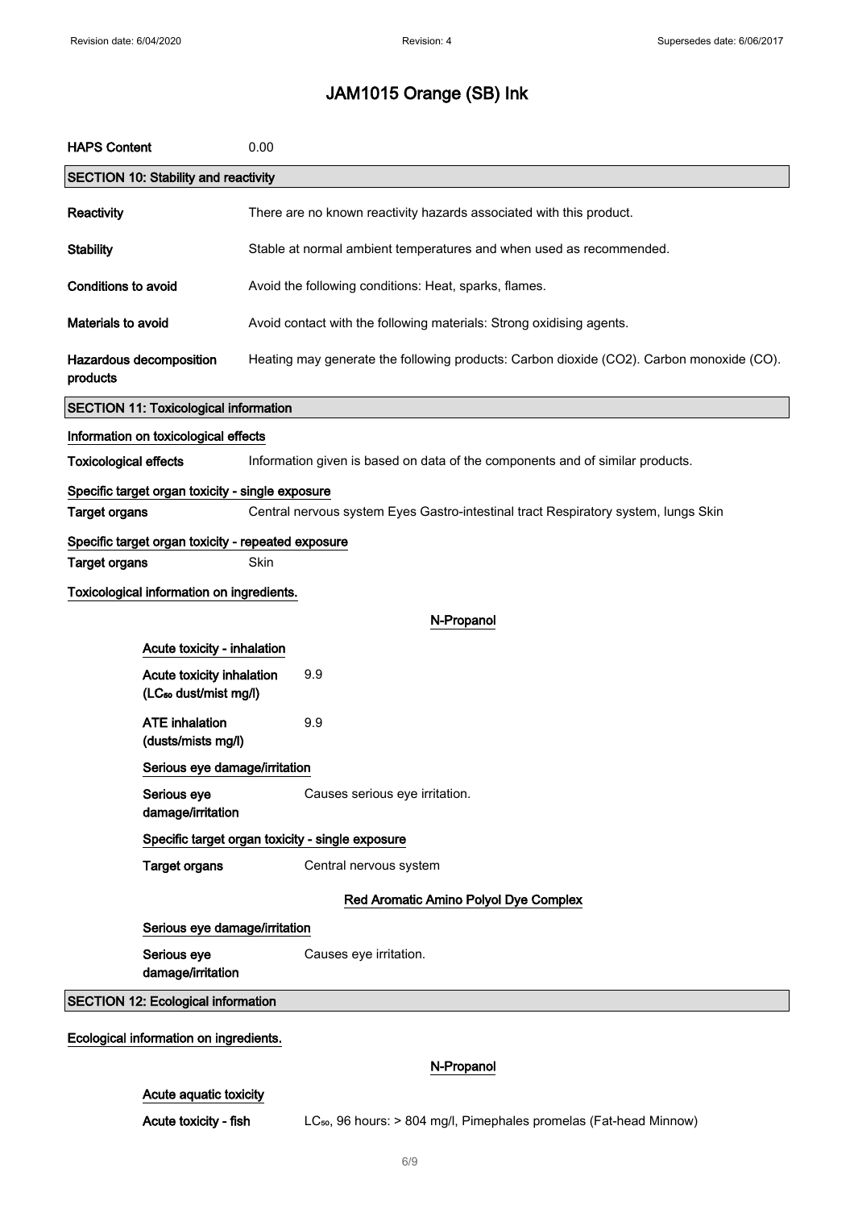# JAM1015 Orange (SB) Ink

**HAPS Content** 0.00

## SECTION 10: Stability and reactivity

**Reactivity** There are no known reactivity hazards associated with this product.

**Stability** Stable at normal ambient temperatures and when used as recommended.

**Conditions to avoid** Avoid the following conditions: Heat, sparks, flames.

**Materials to avoid** Avoid contact with the following materials: Strong oxidising agents.

**Hazardous decomposition products** Heating may generate the following products: Carbon dioxide ($CO_2$). Carbon monoxide (CO).

## SECTION 11: Toxicological information

**Information on toxicological effects**

**Toxicological effects** Information given is based on data of the components and of similar products.

**Specific target organ toxicity - single exposure**

**Target organs** Central nervous system Eyes Gastro-intestinal tract Respiratory system, lungs Skin

**Specific target organ toxicity - repeated exposure**

**Target organs** Skin

**Toxicological information on ingredients.**

### N-Propanol

**Acute toxicity - inhalation**

**Acute toxicity inhalation ($LC_{50}$ dust/mist mg/l)** 9.9

**ATE inhalation (dusts/mists mg/l)** 9.9

**Serious eye damage/irritation**

**Serious eye damage/irritation** Causes serious eye irritation.

**Specific target organ toxicity - single exposure**

**Target organs** Central nervous system

### Red Aromatic Amino Polyol Dye Complex

**Serious eye damage/irritation**

**Serious eye damage/irritation** Causes eye irritation.

## SECTION 12: Ecological information

**Ecological information on ingredients.**

### N-Propanol

**Acute aquatic toxicity**

**Acute toxicity - fish** $LC_{50}$, 96 hours: > 804 mg/l, Pimephales promelas (Fat-head Minnow)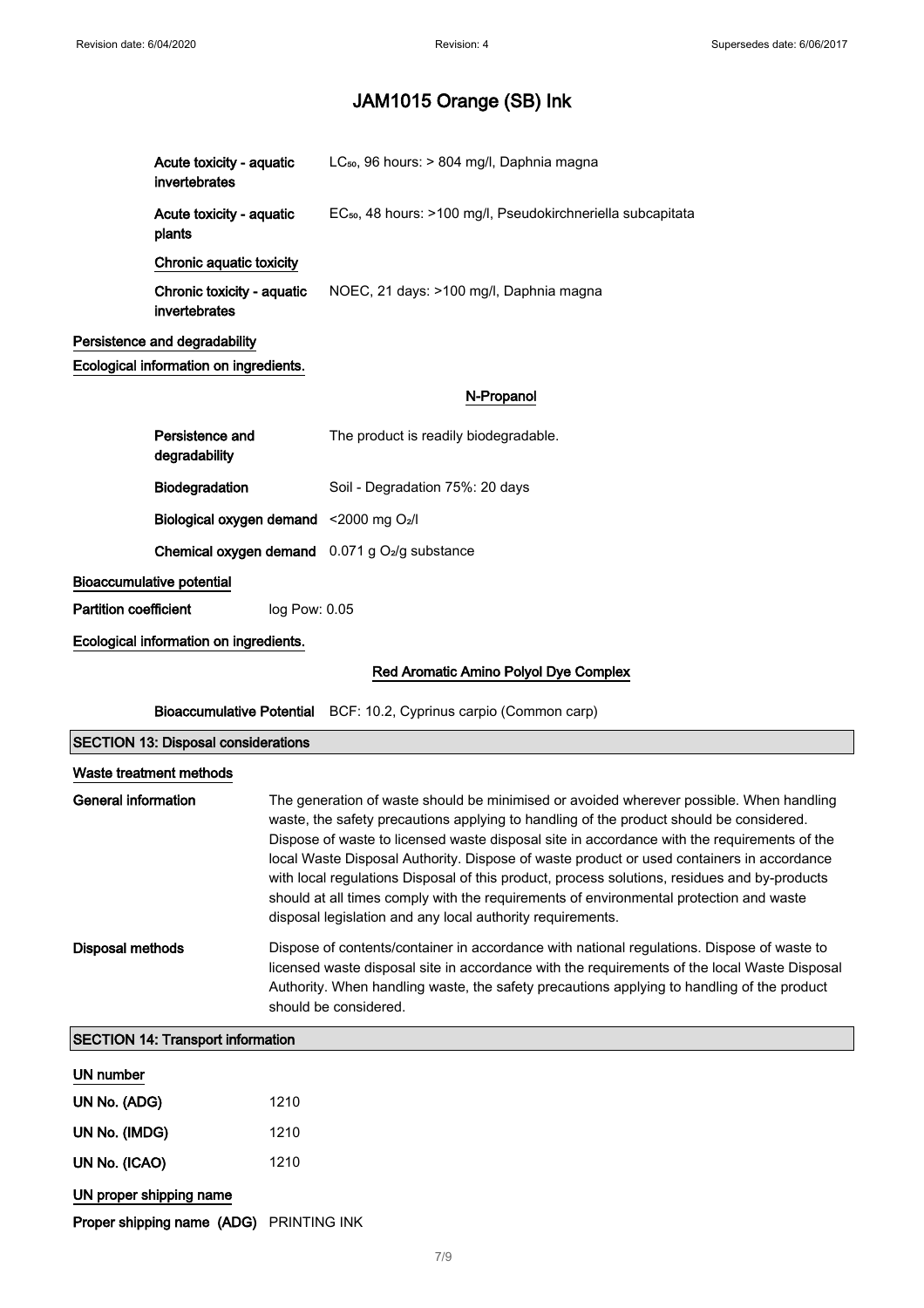| | |
|---|---|
| **Acute toxicity - aquatic invertebrates** | $LC_{50}$, 96 hours: > 804 mg/l, Daphnia magna |
| **Acute toxicity - aquatic plants** | $EC_{50}$, 48 hours: >100 mg/l, Pseudokirchneriella subcapitata |

**Chronic aquatic toxicity**

| | |
|---|---|
| **Chronic toxicity - aquatic invertebrates** | NOEC, 21 days: >100 mg/l, Daphnia magna |

**Persistence and degradability**

**Ecological information on ingredients.**

**N-Propanol**

| | |
|---|---|
| **Persistence and degradability** | The product is readily biodegradable. |
| **Biodegradation** | Soil - Degradation 75%: 20 days |
| **Biological oxygen demand** | <2000 mg $O_2$/l |
| **Chemical oxygen demand** | 0.071 g $O_2$/g substance |

**Bioaccumulative potential**

**Partition coefficient** log Pow: 0.05

**Ecological information on ingredients.**

**Red Aromatic Amino Polyol Dye Complex**

**Bioaccumulative Potential** BCF: 10.2, Cyprinus carpio (Common carp)

## SECTION 13: Disposal considerations

**Waste treatment methods**

| | |
|---|---|
| **General information** | The generation of waste should be minimised or avoided wherever possible. When handling waste, the safety precautions applying to handling of the product should be considered. Dispose of waste to licensed waste disposal site in accordance with the requirements of the local Waste Disposal Authority. Dispose of waste product or used containers in accordance with local regulations Disposal of this product, process solutions, residues and by-products should at all times comply with the requirements of environmental protection and waste disposal legislation and any local authority requirements. |
| **Disposal methods** | Dispose of contents/container in accordance with national regulations. Dispose of waste to licensed waste disposal site in accordance with the requirements of the local Waste Disposal Authority. When handling waste, the safety precautions applying to handling of the product should be considered. |

## SECTION 14: Transport information

**UN number**

| | |
|---|---|
| **UN No. (ADG)** | 1210 |
| **UN No. (IMDG)** | 1210 |
| **UN No. (ICAO)** | 1210 |

**UN proper shipping name**

**Proper shipping name (ADG)** PRINTING INK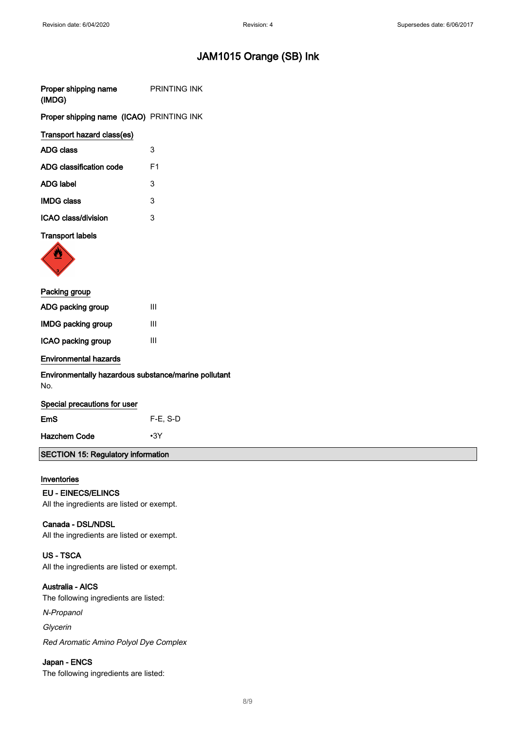# JAM1015 Orange (SB) Ink

| | |
|---|---|
| **Proper shipping name (IMDG)** | PRINTING INK |
| **Proper shipping name (ICAO)** | PRINTING INK |

**Transport hazard class(es)**

| | |
|---|---|
| **ADG class** | 3 |
| **ADG classification code** | F1 |
| **ADG label** | 3 |
| **IMDG class** | 3 |
| **ICAO class/division** | 3 |

**Transport labels**

**Packing group**

| | |
|---|---|
| **ADG packing group** | III |
| **IMDG packing group** | III |
| **ICAO packing group** | III |

**Environmental hazards**

**Environmentally hazardous substance/marine pollutant**

No.

**Special precautions for user**

| | |
|---|---|
| **EmS** | F-E, S-D |
| **Hazchem Code** | •3Y |

## SECTION 15: Regulatory information

**Inventories**

**EU - EINECS/ELINCS**

All the ingredients are listed or exempt.

**Canada - DSL/NDSL**

All the ingredients are listed or exempt.

**US - TSCA**

All the ingredients are listed or exempt.

**Australia - AICS**

The following ingredients are listed:

*N-Propanol*

*Glycerin*

*Red Aromatic Amino Polyol Dye Complex*

**Japan - ENCS**

The following ingredients are listed: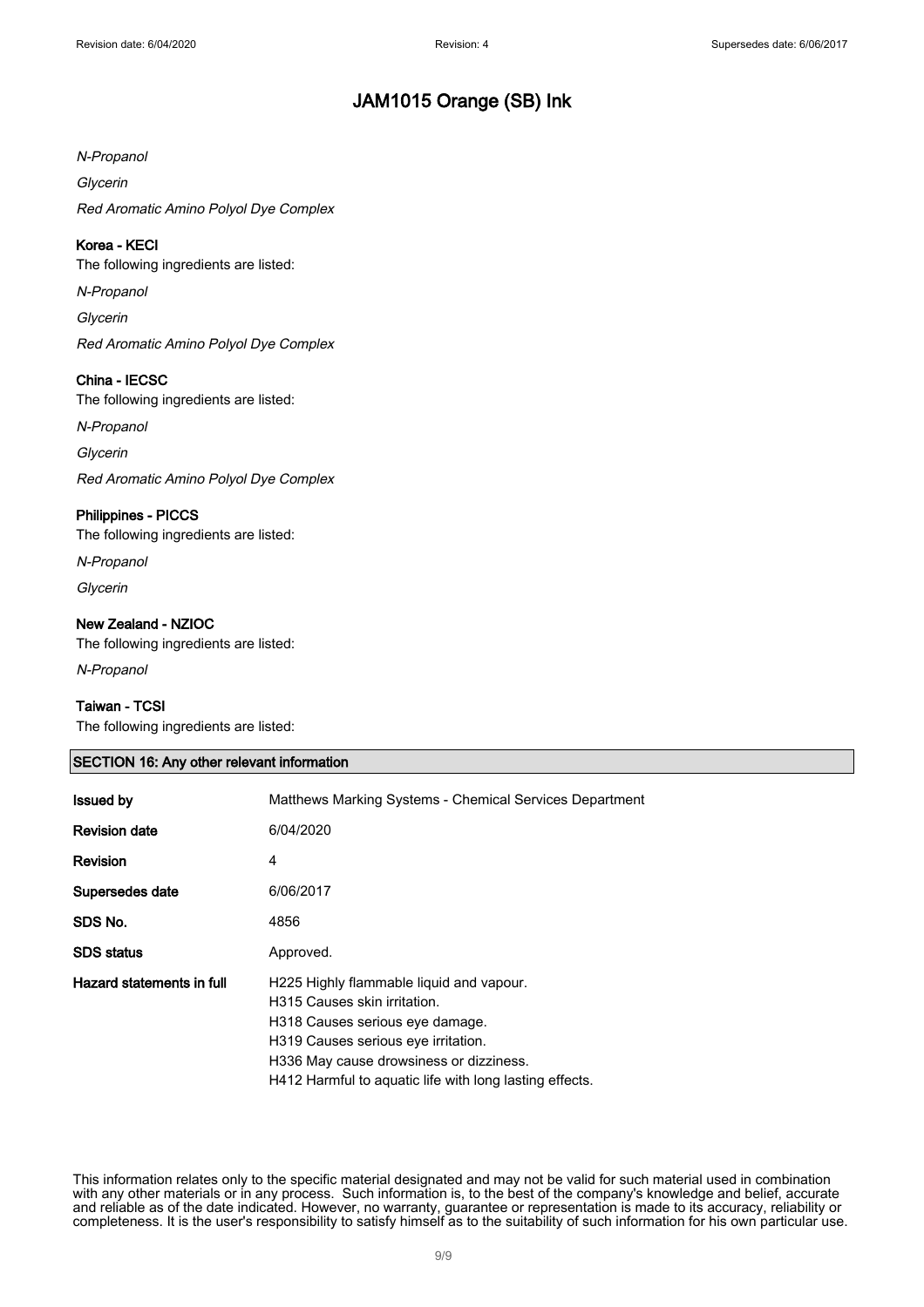*N-Propanol*

*Glycerin*

*Red Aromatic Amino Polyol Dye Complex*

**Korea - KECI**

The following ingredients are listed:

*N-Propanol*

*Glycerin*

*Red Aromatic Amino Polyol Dye Complex*

**China - IECSC**

The following ingredients are listed:

*N-Propanol*

*Glycerin*

*Red Aromatic Amino Polyol Dye Complex*

**Philippines - PICCS**

The following ingredients are listed:

*N-Propanol*

*Glycerin*

**New Zealand - NZIOC**

The following ingredients are listed:

*N-Propanol*

**Taiwan - TCSI**

The following ingredients are listed:

## SECTION 16: Any other relevant information

| | |
|---|---|
| **Issued by** | Matthews Marking Systems - Chemical Services Department |
| **Revision date** | 6/04/2020 |
| **Revision** | 4 |
| **Supersedes date** | 6/06/2017 |
| **SDS No.** | 4856 |
| **SDS status** | Approved. |
| **Hazard statements in full** | H225 Highly flammable liquid and vapour.<br>H315 Causes skin irritation.<br>H318 Causes serious eye damage.<br>H319 Causes serious eye irritation.<br>H336 May cause drowsiness or dizziness.<br>H412 Harmful to aquatic life with long lasting effects. |

This information relates only to the specific material designated and may not be valid for such material used in combination with any other materials or in any process. Such information is, to the best of the company's knowledge and belief, accurate and reliable as of the date indicated. However, no warranty, guarantee or representation is made to its accuracy, reliability or completeness. It is the user's responsibility to satisfy himself as to the suitability of such information for his own particular use.